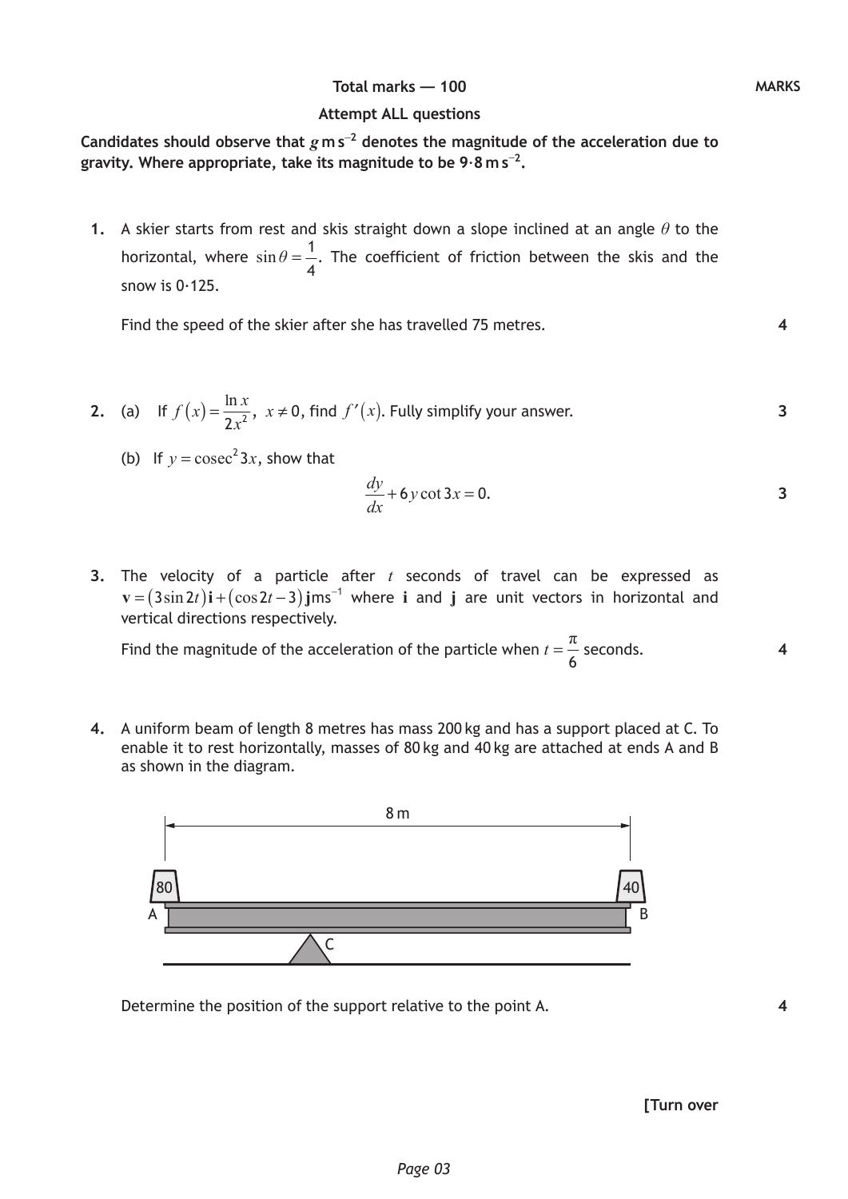**Total marks — 100**

**MARKS**

**Attempt ALL questions**

**Candidates should observe that $g\,\text{m s}^{-2}$ denotes the magnitude of the acceleration due to gravity. Where appropriate, take its magnitude to be $9{\cdot}8\,\text{m s}^{-2}$.**

**1.** A skier starts from rest and skis straight down a slope inclined at an angle $\theta$ to the horizontal, where $\sin\theta = \frac{1}{4}$. The coefficient of friction between the skis and the snow is 0·125.

Find the speed of the skier after she has travelled 75 metres. **4**

**2.** (a) If $f(x) = \dfrac{\ln x}{2x^2}$, $x \neq 0$, find $f'(x)$. Fully simplify your answer. **3**

(b) If $y = \operatorname{cosec}^2 3x$, show that

$$\frac{dy}{dx} + 6y\cot 3x = 0.$$

**3**

**3.** The velocity of a particle after $t$ seconds of travel can be expressed as $\mathbf{v} = (3\sin 2t)\mathbf{i} + (\cos 2t - 3)\mathbf{j}\,\text{ms}^{-1}$ where $\mathbf{i}$ and $\mathbf{j}$ are unit vectors in horizontal and vertical directions respectively.

Find the magnitude of the acceleration of the particle when $t = \frac{\pi}{6}$ seconds. **4**

**4.** A uniform beam of length 8 metres has mass 200 kg and has a support placed at C. To enable it to rest horizontally, masses of 80 kg and 40 kg are attached at ends A and B as shown in the diagram.

Determine the position of the support relative to the point A. **4**

**[Turn over**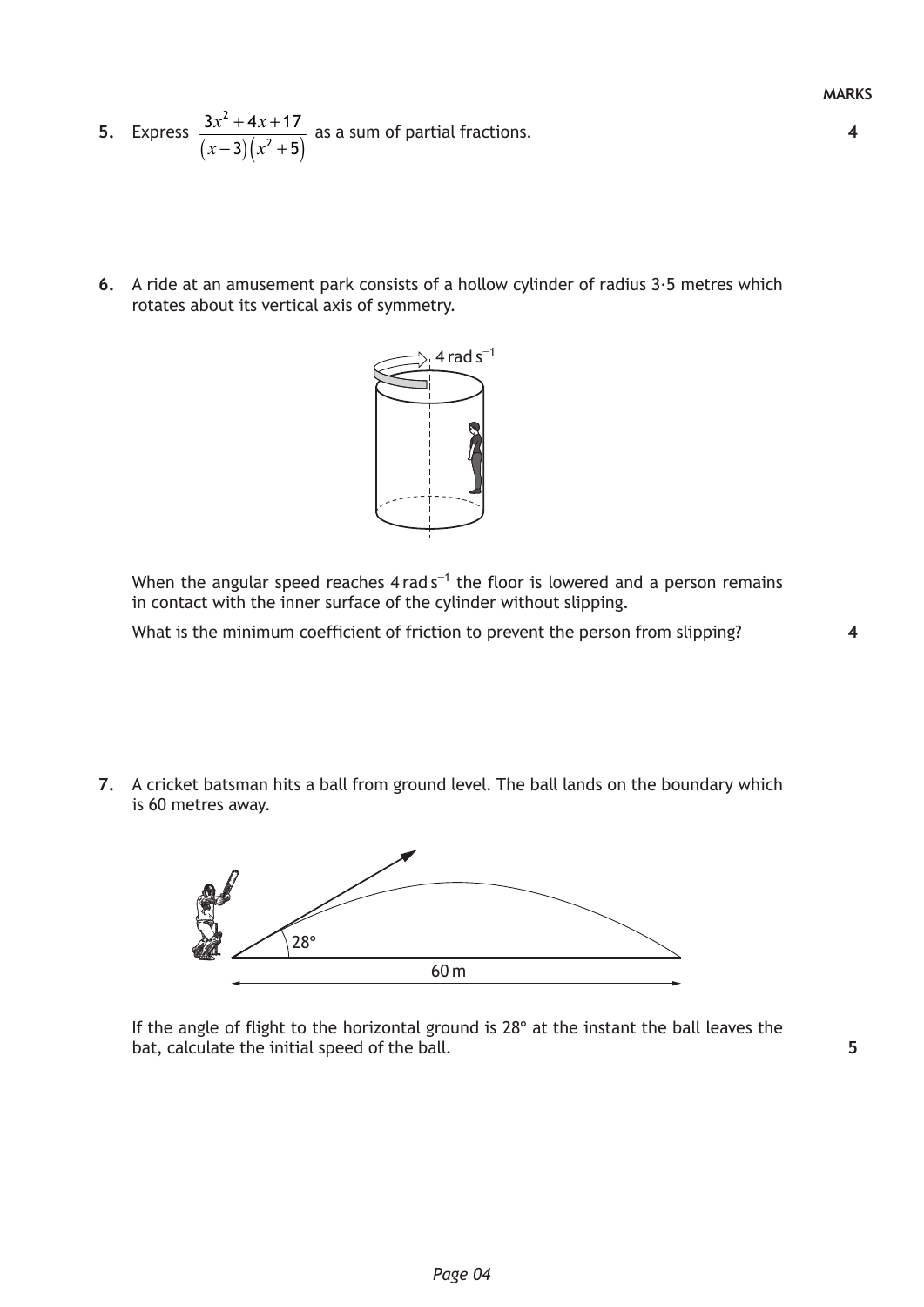**MARKS**

**5.** Express $\dfrac{3x^2+4x+17}{(x-3)(x^2+5)}$ as a sum of partial fractions. **4**

**6.** A ride at an amusement park consists of a hollow cylinder of radius 3·5 metres which rotates about its vertical axis of symmetry.

When the angular speed reaches $4\,\text{rad}\,\text{s}^{-1}$ the floor is lowered and a person remains in contact with the inner surface of the cylinder without slipping.

What is the minimum coefficient of friction to prevent the person from slipping? **4**

**7.** A cricket batsman hits a ball from ground level. The ball lands on the boundary which is 60 metres away.

If the angle of flight to the horizontal ground is 28° at the instant the ball leaves the bat, calculate the initial speed of the ball. **5**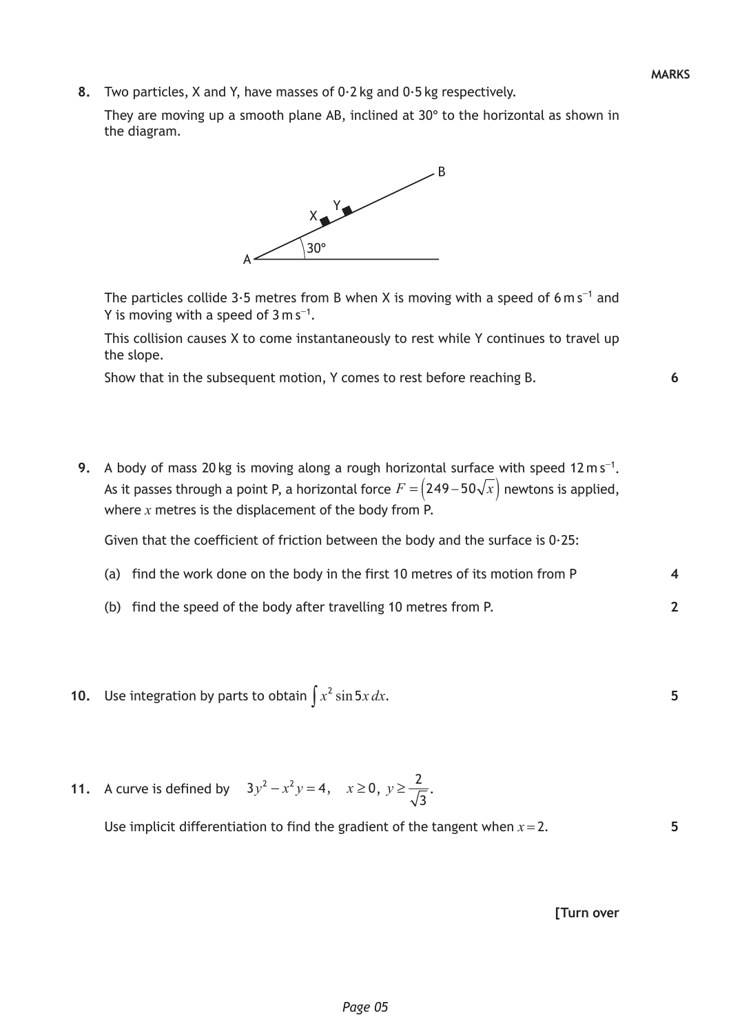**MARKS**

**8.** Two particles, X and Y, have masses of 0·2 kg and 0·5 kg respectively.

They are moving up a smooth plane AB, inclined at 30° to the horizontal as shown in the diagram.

The particles collide 3·5 metres from B when X is moving with a speed of $6\,\text{m s}^{-1}$ and Y is moving with a speed of $3\,\text{m s}^{-1}$.

This collision causes X to come instantaneously to rest while Y continues to travel up the slope.

Show that in the subsequent motion, Y comes to rest before reaching B. **6**

**9.** A body of mass 20 kg is moving along a rough horizontal surface with speed $12\,\text{m s}^{-1}$. As it passes through a point P, a horizontal force $F = \left(249 - 50\sqrt{x}\right)$ newtons is applied, where $x$ metres is the displacement of the body from P.

Given that the coefficient of friction between the body and the surface is 0·25:

(a) find the work done on the body in the first 10 metres of its motion from P **4**

(b) find the speed of the body after travelling 10 metres from P. **2**

**10.** Use integration by parts to obtain $\int x^2 \sin 5x \, dx$. **5**

**11.** A curve is defined by $3y^2 - x^2 y = 4, \quad x \geq 0,\ y \geq \dfrac{2}{\sqrt{3}}$.

Use implicit differentiation to find the gradient of the tangent when $x = 2$. **5**

**[Turn over**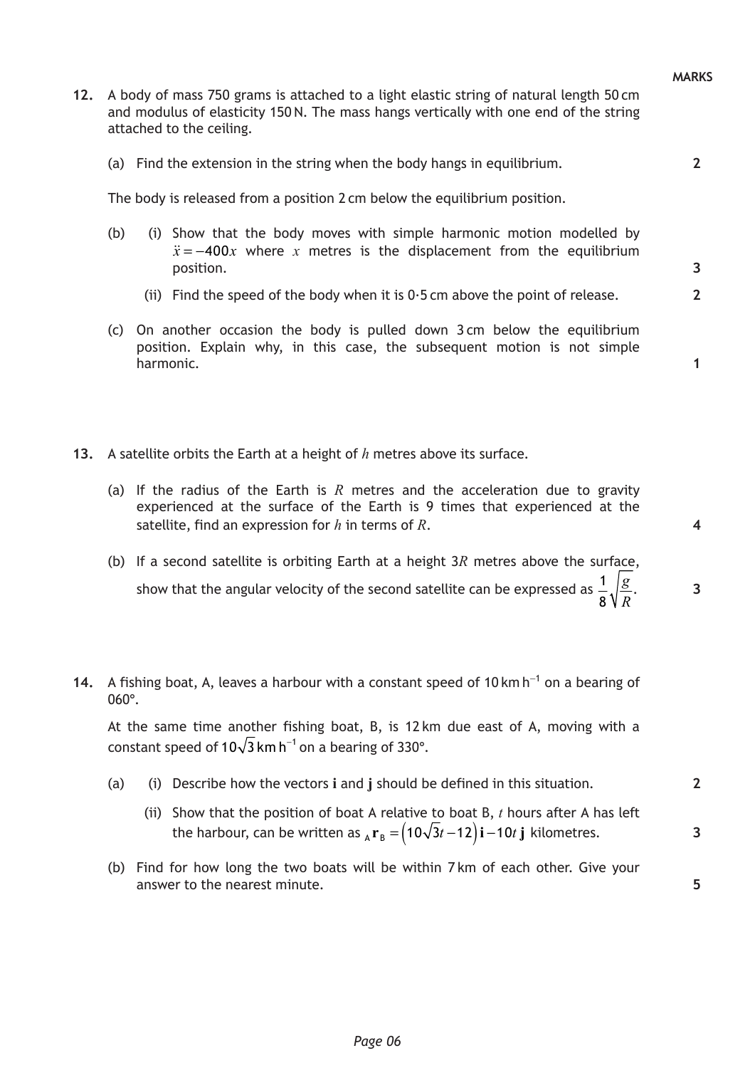**MARKS**

**12.** A body of mass 750 grams is attached to a light elastic string of natural length 50 cm and modulus of elasticity 150 N. The mass hangs vertically with one end of the string attached to the ceiling.

(a) Find the extension in the string when the body hangs in equilibrium. **2**

The body is released from a position 2 cm below the equilibrium position.

(b) (i) Show that the body moves with simple harmonic motion modelled by $\ddot{x} = -400x$ where $x$ metres is the displacement from the equilibrium position. **3**

(ii) Find the speed of the body when it is 0·5 cm above the point of release. **2**

(c) On another occasion the body is pulled down 3 cm below the equilibrium position. Explain why, in this case, the subsequent motion is not simple harmonic. **1**

**13.** A satellite orbits the Earth at a height of $h$ metres above its surface.

(a) If the radius of the Earth is $R$ metres and the acceleration due to gravity experienced at the surface of the Earth is 9 times that experienced at the satellite, find an expression for $h$ in terms of $R$. **4**

(b) If a second satellite is orbiting Earth at a height $3R$ metres above the surface, show that the angular velocity of the second satellite can be expressed as $\frac{1}{8}\sqrt{\frac{g}{R}}$. **3**

**14.** A fishing boat, A, leaves a harbour with a constant speed of $10\,\text{km h}^{-1}$ on a bearing of 060°.

At the same time another fishing boat, B, is 12 km due east of A, moving with a constant speed of $10\sqrt{3}\,\text{km h}^{-1}$ on a bearing of 330°.

(a) (i) Describe how the vectors **i** and **j** should be defined in this situation. **2**

(ii) Show that the position of boat A relative to boat B, $t$ hours after A has left the harbour, can be written as ${}_{\text{A}}\mathbf{r}_{\text{B}} = \left(10\sqrt{3}t - 12\right)\mathbf{i} - 10t\,\mathbf{j}$ kilometres. **3**

(b) Find for how long the two boats will be within 7 km of each other. Give your answer to the nearest minute. **5**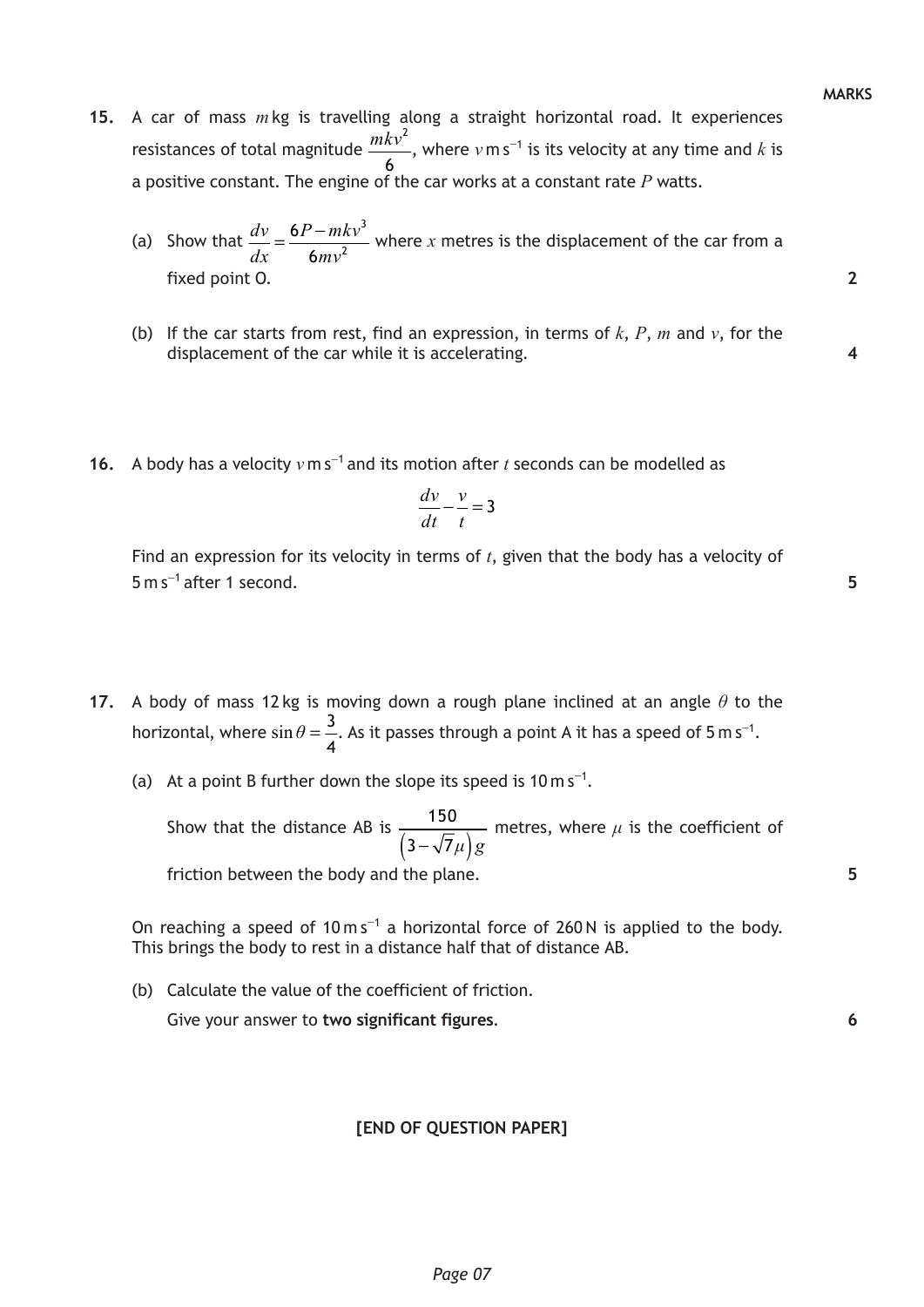**MARKS**

**15.** A car of mass $m$ kg is travelling along a straight horizontal road. It experiences resistances of total magnitude $\frac{mkv^2}{6}$, where $v\,\text{m s}^{-1}$ is its velocity at any time and $k$ is a positive constant. The engine of the car works at a constant rate $P$ watts.

(a) Show that $\frac{dv}{dx} = \frac{6P - mkv^3}{6mv^2}$ where $x$ metres is the displacement of the car from a fixed point O. **2**

(b) If the car starts from rest, find an expression, in terms of $k$, $P$, $m$ and $v$, for the displacement of the car while it is accelerating. **4**

**16.** A body has a velocity $v\,\text{m s}^{-1}$ and its motion after $t$ seconds can be modelled as

$$\frac{dv}{dt} - \frac{v}{t} = 3$$

Find an expression for its velocity in terms of $t$, given that the body has a velocity of $5\,\text{m s}^{-1}$ after 1 second. **5**

**17.** A body of mass 12 kg is moving down a rough plane inclined at an angle $\theta$ to the horizontal, where $\sin\theta = \frac{3}{4}$. As it passes through a point A it has a speed of $5\,\text{m s}^{-1}$.

(a) At a point B further down the slope its speed is $10\,\text{m s}^{-1}$.

Show that the distance AB is $\frac{150}{\left(3 - \sqrt{7}\mu\right)g}$ metres, where $\mu$ is the coefficient of friction between the body and the plane. **5**

On reaching a speed of $10\,\text{m s}^{-1}$ a horizontal force of 260 N is applied to the body. This brings the body to rest in a distance half that of distance AB.

(b) Calculate the value of the coefficient of friction.

Give your answer to **two significant figures**. **6**

**[END OF QUESTION PAPER]**